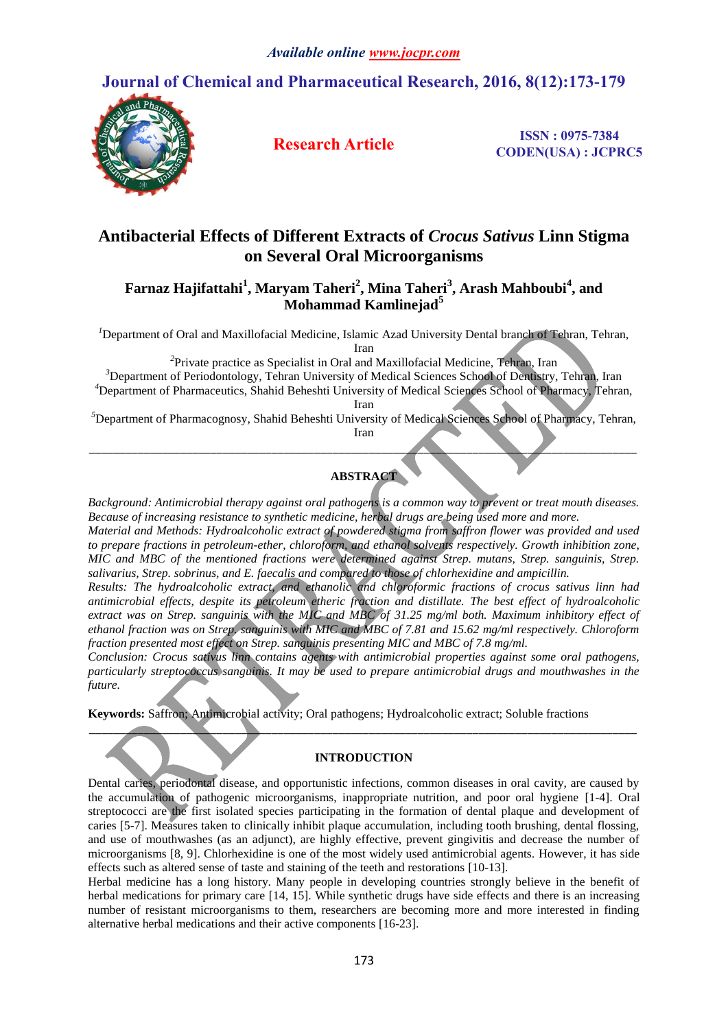# Antibacterial Effects of Different Extracts of *Crocus Sativus* Linn Stigma on Several Oral Microorganisms

**Farnaz Hajifattahi[1], Maryam Taheri[2], Mina Taheri[3], Arash Mahboubi[4], and Mohammad Kamlinejad[5]**

[1]Department of Oral and Maxillofacial Medicine, Islamic Azad University Dental branch of Tehran, Tehran, Iran

[2]Private practice as Specialist in Oral and Maxillofacial Medicine, Tehran, Iran

[3]Department of Periodontology, Tehran University of Medical Sciences School of Dentistry, Tehran, Iran

[4]Department of Pharmaceutics, Shahid Beheshti University of Medical Sciences School of Pharmacy, Tehran, Iran

[5]Department of Pharmacognosy, Shahid Beheshti University of Medical Sciences School of Pharmacy, Tehran, Iran

---

## ABSTRACT

*Background: Antimicrobial therapy against oral pathogens is a common way to prevent or treat mouth diseases. Because of increasing resistance to synthetic medicine, herbal drugs are being used more and more.*

*Material and Methods: Hydroalcoholic extract of powdered stigma from saffron flower was provided and used to prepare fractions in petroleum-ether, chloroform, and ethanol solvents respectively. Growth inhibition zone, MIC and MBC of the mentioned fractions were determined against Strep. mutans, Strep. sanguinis, Strep. salivarius, Strep. sobrinus, and E. faecalis and compared to those of chlorhexidine and ampicillin.*

*Results: The hydroalcoholic extract, and ethanolic and chloroformic fractions of crocus sativus linn had antimicrobial effects, despite its petroleum etheric fraction and distillate. The best effect of hydroalcoholic extract was on Strep. sanguinis with the MIC and MBC of 31.25 mg/ml both. Maximum inhibitory effect of ethanol fraction was on Strep. sanguinis with MIC and MBC of 7.81 and 15.62 mg/ml respectively. Chloroform fraction presented most effect on Strep. sanguinis presenting MIC and MBC of 7.8 mg/ml.*

*Conclusion: Crocus sativus linn contains agents with antimicrobial properties against some oral pathogens, particularly streptococcus sanguinis. It may be used to prepare antimicrobial drugs and mouthwashes in the future.*

**Keywords:** Saffron; Antimicrobial activity; Oral pathogens; Hydroalcoholic extract; Soluble fractions

---

## INTRODUCTION

Dental caries, periodontal disease, and opportunistic infections, common diseases in oral cavity, are caused by the accumulation of pathogenic microorganisms, inappropriate nutrition, and poor oral hygiene [1-4]. Oral streptococci are the first isolated species participating in the formation of dental plaque and development of caries [5-7]. Measures taken to clinically inhibit plaque accumulation, including tooth brushing, dental flossing, and use of mouthwashes (as an adjunct), are highly effective, prevent gingivitis and decrease the number of microorganisms [8, 9]. Chlorhexidine is one of the most widely used antimicrobial agents. However, it has side effects such as altered sense of taste and staining of the teeth and restorations [10-13].

Herbal medicine has a long history. Many people in developing countries strongly believe in the benefit of herbal medications for primary care [14, 15]. While synthetic drugs have side effects and there is an increasing number of resistant microorganisms to them, researchers are becoming more and more interested in finding alternative herbal medications and their active components [16-23].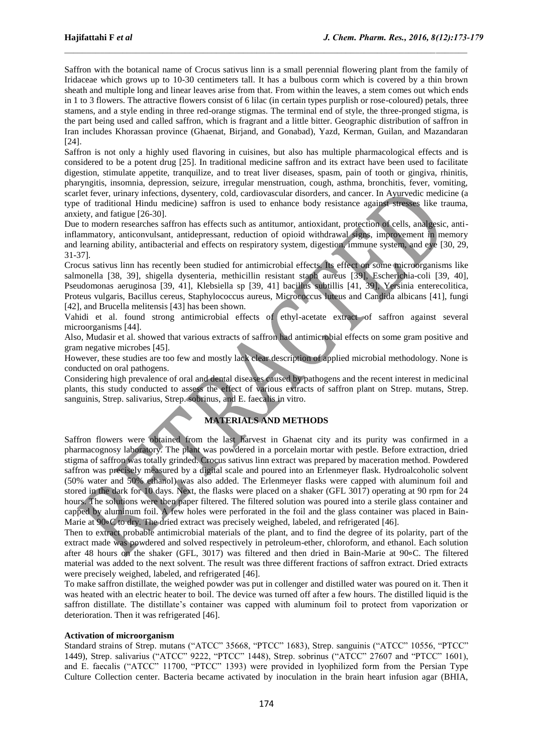Saffron with the botanical name of Crocus sativus linn is a small perennial flowering plant from the family of Iridaceae which grows up to 10-30 centimeters tall. It has a bulbous corm which is covered by a thin brown sheath and multiple long and linear leaves arise from that. From within the leaves, a stem comes out which ends in 1 to 3 flowers. The attractive flowers consist of 6 lilac (in certain types purplish or rose-coloured) petals, three stamens, and a style ending in three red-orange stigmas. The terminal end of style, the three-pronged stigma, is the part being used and called saffron, which is fragrant and a little bitter. Geographic distribution of saffron in Iran includes Khorassan province (Ghaenat, Birjand, and Gonabad), Yazd, Kerman, Guilan, and Mazandaran [24].

Saffron is not only a highly used flavoring in cuisines, but also has multiple pharmacological effects and is considered to be a potent drug [25]. In traditional medicine saffron and its extract have been used to facilitate digestion, stimulate appetite, tranquilize, and to treat liver diseases, spasm, pain of tooth or gingiva, rhinitis, pharyngitis, insomnia, depression, seizure, irregular menstruation, cough, asthma, bronchitis, fever, vomiting, scarlet fever, urinary infections, dysentery, cold, cardiovascular disorders, and cancer. In Ayurvedic medicine (a type of traditional Hindu medicine) saffron is used to enhance body resistance against stresses like trauma, anxiety, and fatigue [26-30].

Due to modern researches saffron has effects such as antitumor, antioxidant, protection of cells, analgesic, anti-inflammatory, anticonvulsant, antidepressant, reduction of opioid withdrawal signs, improvement in memory and learning ability, antibacterial and effects on respiratory system, digestion, immune system, and eye [30, 29, 31-37].

Crocus sativus linn has recently been studied for antimicrobial effects. Its effect on some microorganisms like salmonella [38, 39], shigella dysenteria, methicillin resistant staph aureus [39], Escherichia-coli [39, 40], Pseudomonas aeruginosa [39, 41], Klebsiella sp [39, 41] bacillus subtillis [41, 39], Yersinia enterecolitica, Proteus vulgaris, Bacillus cereus, Staphylococcus aureus, Micrococcus luteus and Candida albicans [41], fungi [42], and Brucella melitensis [43] has been shown.

Vahidi et al. found strong antimicrobial effects of ethyl-acetate extract of saffron against several microorganisms [44].

Also, Mudasir et al. showed that various extracts of saffron had antimicrobial effects on some gram positive and gram negative microbes [45].

However, these studies are too few and mostly lack clear description of applied microbial methodology. None is conducted on oral pathogens.

Considering high prevalence of oral and dental diseases caused by pathogens and the recent interest in medicinal plants, this study conducted to assess the effect of various extracts of saffron plant on Strep. mutans, Strep. sanguinis, Strep. salivarius, Strep. sobrinus, and E. faecalis in vitro.

## MATERIALS AND METHODS

Saffron flowers were obtained from the last harvest in Ghaenat city and its purity was confirmed in a pharmacognosy laboratory. The plant was powdered in a porcelain mortar with pestle. Before extraction, dried stigma of saffron was totally grinded. Crocus sativus linn extract was prepared by maceration method. Powdered saffron was precisely measured by a digital scale and poured into an Erlenmeyer flask. Hydroalcoholic solvent (50% water and 50% ethanol) was also added. The Erlenmeyer flasks were capped with aluminum foil and stored in the dark for 10 days. Next, the flasks were placed on a shaker (GFL 3017) operating at 90 rpm for 24 hours. The solutions were then paper filtered. The filtered solution was poured into a sterile glass container and capped by aluminum foil. A few holes were perforated in the foil and the glass container was placed in Bain-Marie at 90∘C to dry. The dried extract was precisely weighed, labeled, and refrigerated [46].

Then to extract probable antimicrobial materials of the plant, and to find the degree of its polarity, part of the extract made was powdered and solved respectively in petroleum-ether, chloroform, and ethanol. Each solution after 48 hours on the shaker (GFL, 3017) was filtered and then dried in Bain-Marie at 90∘C. The filtered material was added to the next solvent. The result was three different fractions of saffron extract. Dried extracts were precisely weighed, labeled, and refrigerated [46].

To make saffron distillate, the weighed powder was put in collenger and distilled water was poured on it. Then it was heated with an electric heater to boil. The device was turned off after a few hours. The distilled liquid is the saffron distillate. The distillate's container was capped with aluminum foil to protect from vaporization or deterioration. Then it was refrigerated [46].

### Activation of microorganism

Standard strains of Strep. mutans ("ATCC" 35668, "PTCC" 1683), Strep. sanguinis ("ATCC" 10556, "PTCC" 1449), Strep. salivarius ("ATCC" 9222, "PTCC" 1448), Strep. sobrinus ("ATCC" 27607 and "PTCC" 1601), and E. faecalis ("ATCC" 11700, "PTCC" 1393) were provided in lyophilized form from the Persian Type Culture Collection center. Bacteria became activated by inoculation in the brain heart infusion agar (BHIA,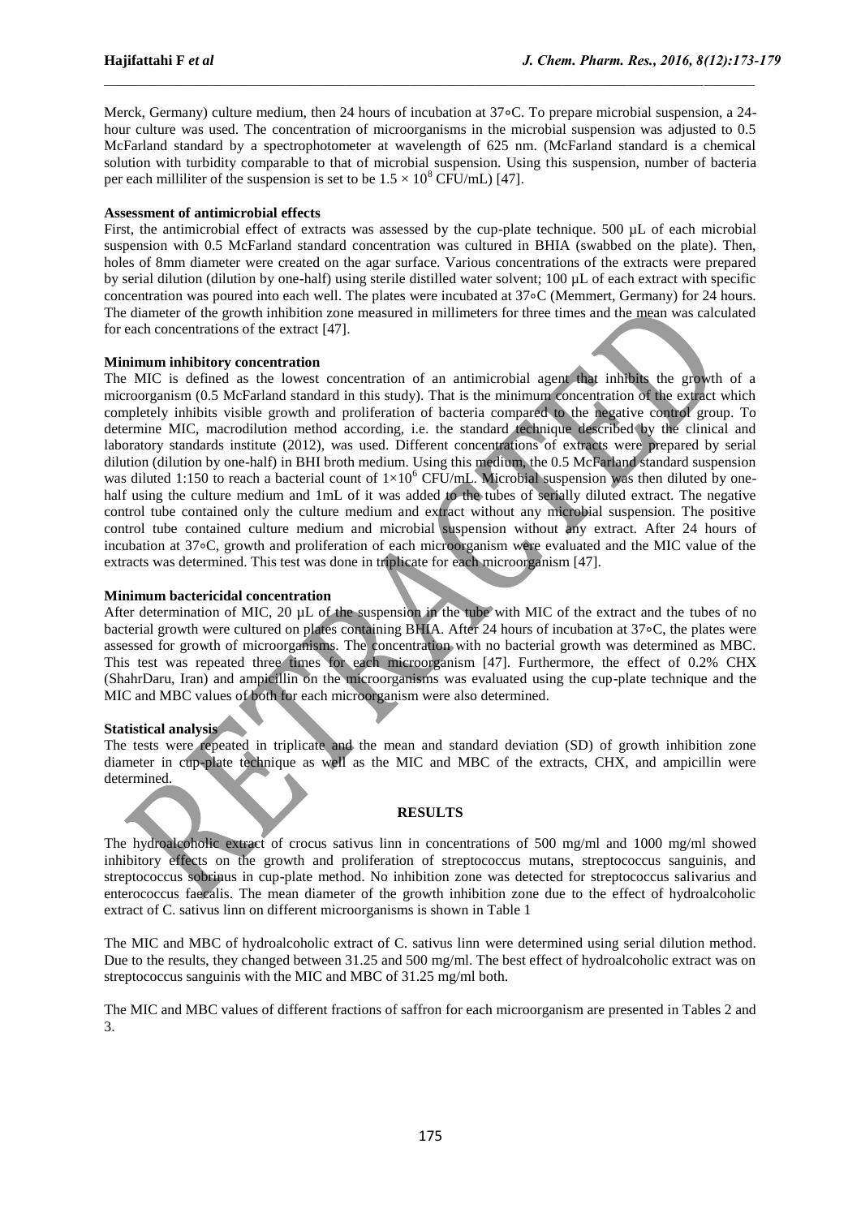Merck, Germany) culture medium, then 24 hours of incubation at 37∘C. To prepare microbial suspension, a 24-hour culture was used. The concentration of microorganisms in the microbial suspension was adjusted to 0.5 McFarland standard by a spectrophotometer at wavelength of 625 nm. (McFarland standard is a chemical solution with turbidity comparable to that of microbial suspension. Using this suspension, number of bacteria per each milliliter of the suspension is set to be $1.5 \times 10^8$ CFU/mL) [47].

**Assessment of antimicrobial effects**

First, the antimicrobial effect of extracts was assessed by the cup-plate technique. 500 µL of each microbial suspension with 0.5 McFarland standard concentration was cultured in BHIA (swabbed on the plate). Then, holes of 8mm diameter were created on the agar surface. Various concentrations of the extracts were prepared by serial dilution (dilution by one-half) using sterile distilled water solvent; 100 µL of each extract with specific concentration was poured into each well. The plates were incubated at 37∘C (Memmert, Germany) for 24 hours. The diameter of the growth inhibition zone measured in millimeters for three times and the mean was calculated for each concentrations of the extract [47].

**Minimum inhibitory concentration**

The MIC is defined as the lowest concentration of an antimicrobial agent that inhibits the growth of a microorganism (0.5 McFarland standard in this study). That is the minimum concentration of the extract which completely inhibits visible growth and proliferation of bacteria compared to the negative control group. To determine MIC, macrodilution method according, i.e. the standard technique described by the clinical and laboratory standards institute (2012), was used. Different concentrations of extracts were prepared by serial dilution (dilution by one-half) in BHI broth medium. Using this medium, the 0.5 McFarland standard suspension was diluted 1:150 to reach a bacterial count of $1 \times 10^6$ CFU/mL. Microbial suspension was then diluted by one-half using the culture medium and 1mL of it was added to the tubes of serially diluted extract. The negative control tube contained only the culture medium and extract without any microbial suspension. The positive control tube contained culture medium and microbial suspension without any extract. After 24 hours of incubation at 37∘C, growth and proliferation of each microorganism were evaluated and the MIC value of the extracts was determined. This test was done in triplicate for each microorganism [47].

**Minimum bactericidal concentration**

After determination of MIC, 20 µL of the suspension in the tube with MIC of the extract and the tubes of no bacterial growth were cultured on plates containing BHIA. After 24 hours of incubation at 37∘C, the plates were assessed for growth of microorganisms. The concentration with no bacterial growth was determined as MBC. This test was repeated three times for each microorganism [47]. Furthermore, the effect of 0.2% CHX (ShahrDaru, Iran) and ampicillin on the microorganisms was evaluated using the cup-plate technique and the MIC and MBC values of both for each microorganism were also determined.

**Statistical analysis**

The tests were repeated in triplicate and the mean and standard deviation (SD) of growth inhibition zone diameter in cup-plate technique as well as the MIC and MBC of the extracts, CHX, and ampicillin were determined.

## RESULTS

The hydroalcoholic extract of crocus sativus linn in concentrations of 500 mg/ml and 1000 mg/ml showed inhibitory effects on the growth and proliferation of streptococcus mutans, streptococcus sanguinis, and streptococcus sobrinus in cup-plate method. No inhibition zone was detected for streptococcus salivarius and enterococcus faecalis. The mean diameter of the growth inhibition zone due to the effect of hydroalcoholic extract of C. sativus linn on different microorganisms is shown in Table 1

The MIC and MBC of hydroalcoholic extract of C. sativus linn were determined using serial dilution method. Due to the results, they changed between 31.25 and 500 mg/ml. The best effect of hydroalcoholic extract was on streptococcus sanguinis with the MIC and MBC of 31.25 mg/ml both.

The MIC and MBC values of different fractions of saffron for each microorganism are presented in Tables 2 and 3.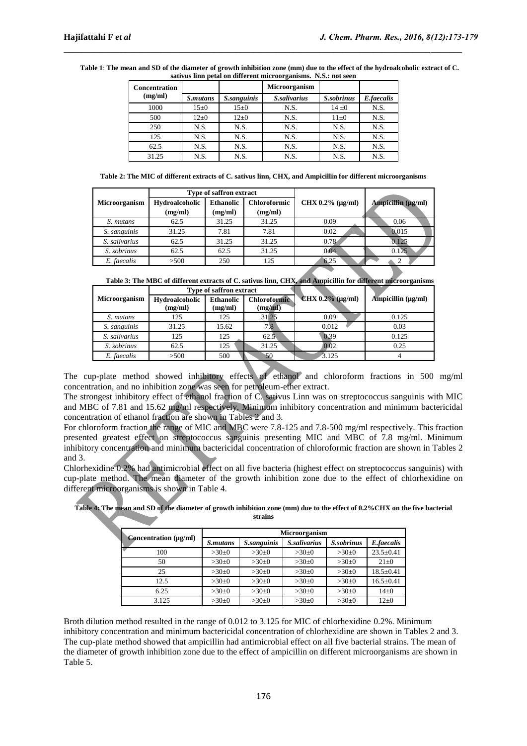**Table 1**: **The mean and SD of the diameter of growth inhibition zone (mm) due to the effect of the hydroalcoholic extract of C. sativus linn petal on different microorganisms. N.S.: not seen**

| Concentration (mg/ml) | Microorganism | | | | |
|---|---|---|---|---|---|
| | *S.mutans* | *S.sanguinis* | *S.salivarius* | *S.sobrinus* | *E.faecalis* |
| 1000 | 15±0 | 15±0 | N.S. | 14 ±0 | N.S. |
| 500 | 12±0 | 12±0 | N.S. | 11±0 | N.S. |
| 250 | N.S. | N.S. | N.S. | N.S. | N.S. |
| 125 | N.S. | N.S. | N.S. | N.S. | N.S. |
| 62.5 | N.S. | N.S. | N.S. | N.S. | N.S. |
| 31.25 | N.S. | N.S. | N.S. | N.S. | N.S. |

**Table 2: The MIC of different extracts of C. sativus linn, CHX, and Ampicillin for different microorganisms**

| Microorganism | Type of saffron extract | | | CHX 0.2% (μg/ml) | Ampicillin (μg/ml) |
|---|---|---|---|---|---|
| | Hydroalcoholic (mg/ml) | Ethanolic (mg/ml) | Chloroformic (mg/ml) | | |
| *S. mutans* | 62.5 | 31.25 | 31.25 | 0.09 | 0.06 |
| *S. sanguinis* | 31.25 | 7.81 | 7.81 | 0.02 | 0.015 |
| *S. salivarius* | 62.5 | 31.25 | 31.25 | 0.78 | 0.125 |
| *S. sobrinus* | 62.5 | 62.5 | 31.25 | 0.04 | 0.125 |
| *E. faecalis* | >500 | 250 | 125 | 6.25 | 2 |

**Table 3: The MBC of different extracts of C. sativus linn, CHX, and Ampicillin for different microorganisms**

| Microorganism | Type of saffron extract | | | CHX 0.2% (μg/ml) | Ampicillin (μg/ml) |
|---|---|---|---|---|---|
| | Hydroalcoholic (mg/ml) | Ethanolic (mg/ml) | Chloroformic (mg/ml) | | |
| *S. mutans* | 125 | 125 | 31.25 | 0.09 | 0.125 |
| *S. sanguinis* | 31.25 | 15.62 | 7.8 | 0.012 | 0.03 |
| *S. salivarius* | 125 | 125 | 62.5 | 0.39 | 0.125 |
| *S. sobrinus* | 62.5 | 125 | 31.25 | 0.02 | 0.25 |
| *E. faecalis* | >500 | 500 | 50 | 3.125 | 4 |

The cup-plate method showed inhibitory effects of ethanol and chloroform fractions in 500 mg/ml concentration, and no inhibition zone was seen for petroleum-ether extract.

The strongest inhibitory effect of ethanol fraction of C. sativus Linn was on streptococcus sanguinis with MIC and MBC of 7.81 and 15.62 mg/ml respectively. Minimum inhibitory concentration and minimum bactericidal concentration of ethanol fraction are shown in Tables 2 and 3.

For chloroform fraction the range of MIC and MBC were 7.8-125 and 7.8-500 mg/ml respectively. This fraction presented greatest effect on streptococcus sanguinis presenting MIC and MBC of 7.8 mg/ml. Minimum inhibitory concentration and minimum bactericidal concentration of chloroformic fraction are shown in Tables 2 and 3.

Chlorhexidine 0.2% had antimicrobial effect on all five bacteria (highest effect on streptococcus sanguinis) with cup-plate method. The mean diameter of the growth inhibition zone due to the effect of chlorhexidine on different microorganisms is shown in Table 4.

**Table 4: The mean and SD of the diameter of growth inhibition zone (mm) due to the effect of 0.2%CHX on the five bacterial strains**

| Concentration (μg/ml) | Microorganism | | | | |
|---|---|---|---|---|---|
| | *S.mutans* | *S.sanguinis* | *S.salivarius* | *S.sobrinus* | *E.faecalis* |
| 100 | >30±0 | >30±0 | >30±0 | >30±0 | 23.5±0.41 |
| 50 | >30±0 | >30±0 | >30±0 | >30±0 | 21±0 |
| 25 | >30±0 | >30±0 | >30±0 | >30±0 | 18.5±0.41 |
| 12.5 | >30±0 | >30±0 | >30±0 | >30±0 | 16.5±0.41 |
| 6.25 | >30±0 | >30±0 | >30±0 | >30±0 | 14±0 |
| 3.125 | >30±0 | >30±0 | >30±0 | >30±0 | 12±0 |

Broth dilution method resulted in the range of 0.012 to 3.125 for MIC of chlorhexidine 0.2%. Minimum inhibitory concentration and minimum bactericidal concentration of chlorhexidine are shown in Tables 2 and 3.
The cup-plate method showed that ampicillin had antimicrobial effect on all five bacterial strains. The mean of the diameter of growth inhibition zone due to the effect of ampicillin on different microorganisms are shown in Table 5.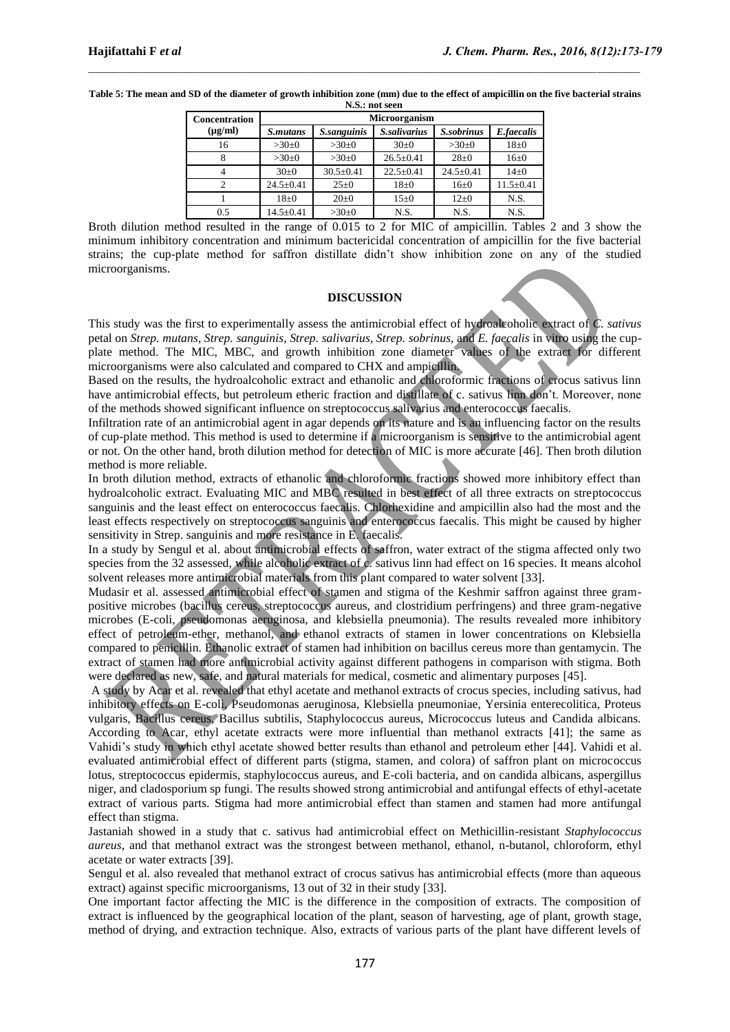**Table 5: The mean and SD of the diameter of growth inhibition zone (mm) due to the effect of ampicillin on the five bacterial strains N.S.: not seen**

| Concentration (μg/ml) | Microorganism | | | | |
|---|---|---|---|---|---|
| | *S.mutans* | *S.sanguinis* | *S.salivarius* | *S.sobrinus* | *E.faecalis* |
| 16 | >30±0 | >30±0 | 30±0 | >30±0 | 18±0 |
| 8 | >30±0 | >30±0 | 26.5±0.41 | 28±0 | 16±0 |
| 4 | 30±0 | 30.5±0.41 | 22.5±0.41 | 24.5±0.41 | 14±0 |
| 2 | 24.5±0.41 | 25±0 | 18±0 | 16±0 | 11.5±0.41 |
| 1 | 18±0 | 20±0 | 15±0 | 12±0 | N.S. |
| 0.5 | 14.5±0.41 | >30±0 | N.S. | N.S. | N.S. |

Broth dilution method resulted in the range of 0.015 to 2 for MIC of ampicillin. Tables 2 and 3 show the minimum inhibitory concentration and minimum bactericidal concentration of ampicillin for the five bacterial strains; the cup-plate method for saffron distillate didn't show inhibition zone on any of the studied microorganisms.

## DISCUSSION

This study was the first to experimentally assess the antimicrobial effect of hydroalcoholic extract of *C. sativus* petal on *Strep. mutans*, *Strep. sanguinis*, *Strep. salivarius*, *Strep. sobrinus*, and *E. faecalis* in vitro using the cup-plate method. The MIC, MBC, and growth inhibition zone diameter values of the extract for different microorganisms were also calculated and compared to CHX and ampicillin.

Based on the results, the hydroalcoholic extract and ethanolic and chloroformic fractions of crocus sativus linn have antimicrobial effects, but petroleum etheric fraction and distillate of c. sativus linn don't. Moreover, none of the methods showed significant influence on streptococcus salivarius and enterococcus faecalis.

Infiltration rate of an antimicrobial agent in agar depends on its nature and is an influencing factor on the results of cup-plate method. This method is used to determine if a microorganism is sensitive to the antimicrobial agent or not. On the other hand, broth dilution method for detection of MIC is more accurate [46]. Then broth dilution method is more reliable.

In broth dilution method, extracts of ethanolic and chloroformic fractions showed more inhibitory effect than hydroalcoholic extract. Evaluating MIC and MBC resulted in best effect of all three extracts on streptococcus sanguinis and the least effect on enterococcus faecalis. Chlorhexidine and ampicillin also had the most and the least effects respectively on streptococcus sanguinis and enterococcus faecalis. This might be caused by higher sensitivity in Strep. sanguinis and more resistance in E. faecalis.

In a study by Sengul et al. about antimicrobial effects of saffron, water extract of the stigma affected only two species from the 32 assessed, while alcoholic extract of c. sativus linn had effect on 16 species. It means alcohol solvent releases more antimicrobial materials from this plant compared to water solvent [33].

Mudasir et al. assessed antimicrobial effect of stamen and stigma of the Keshmir saffron against three gram-positive microbes (bacillus cereus, streptococcus aureus, and clostridium perfringens) and three gram-negative microbes (E-coli, pseudomonas aeruginosa, and klebsiella pneumonia). The results revealed more inhibitory effect of petroleum-ether, methanol, and ethanol extracts of stamen in lower concentrations on Klebsiella compared to penicillin. Ethanolic extract of stamen had inhibition on bacillus cereus more than gentamycin. The extract of stamen had more antimicrobial activity against different pathogens in comparison with stigma. Both were declared as new, safe, and natural materials for medical, cosmetic and alimentary purposes [45].

A study by Acar et al. revealed that ethyl acetate and methanol extracts of crocus species, including sativus, had inhibitory effects on E-coli, Pseudomonas aeruginosa, Klebsiella pneumoniae, Yersinia enterecolitica, Proteus vulgaris, Bacillus cereus, Bacillus subtilis, Staphylococcus aureus, Micrococcus luteus and Candida albicans. According to Acar, ethyl acetate extracts were more influential than methanol extracts [41]; the same as Vahidi's study in which ethyl acetate showed better results than ethanol and petroleum ether [44]. Vahidi et al. evaluated antimicrobial effect of different parts (stigma, stamen, and colora) of saffron plant on micrococcus lotus, streptococcus epidermis, staphylococcus aureus, and E-coli bacteria, and on candida albicans, aspergillus niger, and cladosporium sp fungi. The results showed strong antimicrobial and antifungal effects of ethyl-acetate extract of various parts. Stigma had more antimicrobial effect than stamen and stamen had more antifungal effect than stigma.

Jastaniah showed in a study that c. sativus had antimicrobial effect on Methicillin-resistant *Staphylococcus aureus*, and that methanol extract was the strongest between methanol, ethanol, n-butanol, chloroform, ethyl acetate or water extracts [39].

Sengul et al. also revealed that methanol extract of crocus sativus has antimicrobial effects (more than aqueous extract) against specific microorganisms, 13 out of 32 in their study [33].

One important factor affecting the MIC is the difference in the composition of extracts. The composition of extract is influenced by the geographical location of the plant, season of harvesting, age of plant, growth stage, method of drying, and extraction technique. Also, extracts of various parts of the plant have different levels of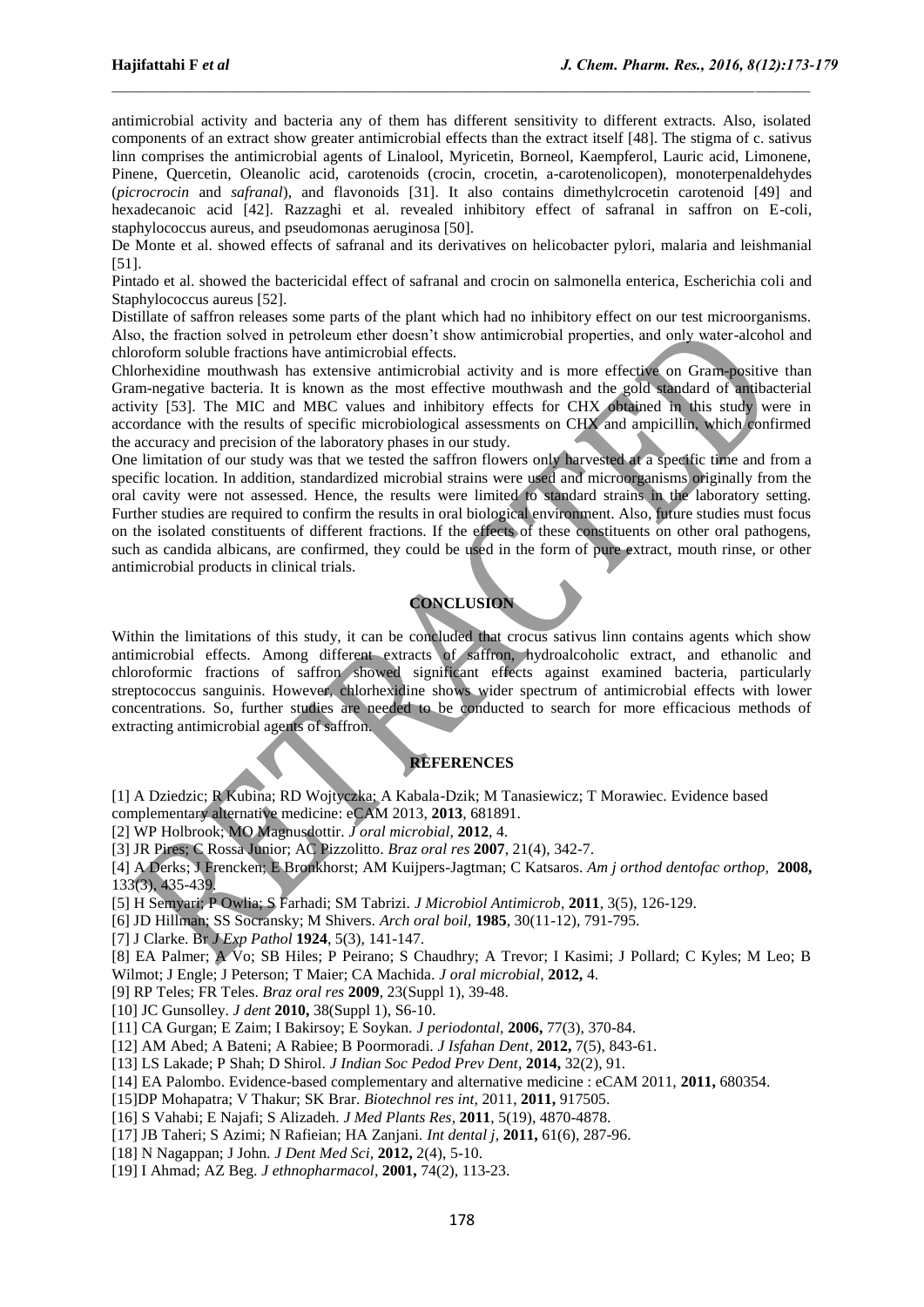antimicrobial activity and bacteria any of them has different sensitivity to different extracts. Also, isolated components of an extract show greater antimicrobial effects than the extract itself [48]. The stigma of c. sativus linn comprises the antimicrobial agents of Linalool, Myricetin, Borneol, Kaempferol, Lauric acid, Limonene, Pinene, Quercetin, Oleanolic acid, carotenoids (crocin, crocetin, a-carotenolicopen), monoterpenaldehydes (*picrocrocin* and *safranal*), and flavonoids [31]. It also contains dimethylcrocetin carotenoid [49] and hexadecanoic acid [42]. Razzaghi et al. revealed inhibitory effect of safranal in saffron on E-coli, staphylococcus aureus, and pseudomonas aeruginosa [50].

De Monte et al. showed effects of safranal and its derivatives on helicobacter pylori, malaria and leishmanial [51].

Pintado et al. showed the bactericidal effect of safranal and crocin on salmonella enterica, Escherichia coli and Staphylococcus aureus [52].

Distillate of saffron releases some parts of the plant which had no inhibitory effect on our test microorganisms. Also, the fraction solved in petroleum ether doesn't show antimicrobial properties, and only water-alcohol and chloroform soluble fractions have antimicrobial effects.

Chlorhexidine mouthwash has extensive antimicrobial activity and is more effective on Gram-positive than Gram-negative bacteria. It is known as the most effective mouthwash and the gold standard of antibacterial activity [53]. The MIC and MBC values and inhibitory effects for CHX obtained in this study were in accordance with the results of specific microbiological assessments on CHX and ampicillin, which confirmed the accuracy and precision of the laboratory phases in our study.

One limitation of our study was that we tested the saffron flowers only harvested at a specific time and from a specific location. In addition, standardized microbial strains were used and microorganisms originally from the oral cavity were not assessed. Hence, the results were limited to standard strains in the laboratory setting. Further studies are required to confirm the results in oral biological environment. Also, future studies must focus on the isolated constituents of different fractions. If the effects of these constituents on other oral pathogens, such as candida albicans, are confirmed, they could be used in the form of pure extract, mouth rinse, or other antimicrobial products in clinical trials.

## CONCLUSION

Within the limitations of this study, it can be concluded that crocus sativus linn contains agents which show antimicrobial effects. Among different extracts of saffron, hydroalcoholic extract, and ethanolic and chloroformic fractions of saffron showed significant effects against examined bacteria, particularly streptococcus sanguinis. However, chlorhexidine shows wider spectrum of antimicrobial effects with lower concentrations. So, further studies are needed to be conducted to search for more efficacious methods of extracting antimicrobial agents of saffron.

## REFERENCES

[1] A Dziedzic; R Kubina; RD Wojtyczka; A Kabala-Dzik; M Tanasiewicz; T Morawiec. Evidence based complementary alternative medicine: eCAM 2013, **2013**, 681891.

[2] WP Holbrook; MO Magnusdottir. *J oral microbial,* **2012**, 4.

[3] JR Pires; C Rossa Junior; AC Pizzolitto. *Braz oral res* **2007**, 21(4), 342-7.

[4] A Derks; J Frencken; E Bronkhorst; AM Kuijpers-Jagtman; C Katsaros. *Am j orthod dentofac orthop,* **2008,** 133(3), 435-439.

[5] H Semyari; P Owlia; S Farhadi; SM Tabrizi. *J Microbiol Antimicrob,* **2011**, 3(5), 126-129.

[6] JD Hillman; SS Socransky; M Shivers. *Arch oral boil,* **1985**, 30(11-12), 791-795.

[7] J Clarke. Br *J Exp Pathol* **1924**, 5(3), 141-147.

[8] EA Palmer; A Vo; SB Hiles; P Peirano; S Chaudhry; A Trevor; I Kasimi; J Pollard; C Kyles; M Leo; B Wilmot; J Engle; J Peterson; T Maier; CA Machida. *J oral microbial,* **2012,** 4.

[9] RP Teles; FR Teles. *Braz oral res* **2009**, 23(Suppl 1), 39-48.

[10] JC Gunsolley. *J dent* **2010,** 38(Suppl 1), S6-10.

[11] CA Gurgan; E Zaim; I Bakirsoy; E Soykan. *J periodontal,* **2006,** 77(3), 370-84.

[12] AM Abed; A Bateni; A Rabiee; B Poormoradi. *J Isfahan Dent,* **2012,** 7(5), 843-61.

[13] LS Lakade; P Shah; D Shirol. *J Indian Soc Pedod Prev Dent,* **2014,** 32(2), 91.

[14] EA Palombo. Evidence-based complementary and alternative medicine : eCAM 2011, **2011,** 680354.

[15]DP Mohapatra; V Thakur; SK Brar. *Biotechnol res int,* 2011, **2011,** 917505.

[16] S Vahabi; E Najafi; S Alizadeh. *J Med Plants Res,* **2011**, 5(19), 4870-4878.

[17] JB Taheri; S Azimi; N Rafieian; HA Zanjani. *Int dental j,* **2011,** 61(6), 287-96.

[18] N Nagappan; J John. *J Dent Med Sci,* **2012,** 2(4), 5-10.

[19] I Ahmad; AZ Beg. *J ethnopharmacol,* **2001,** 74(2), 113-23.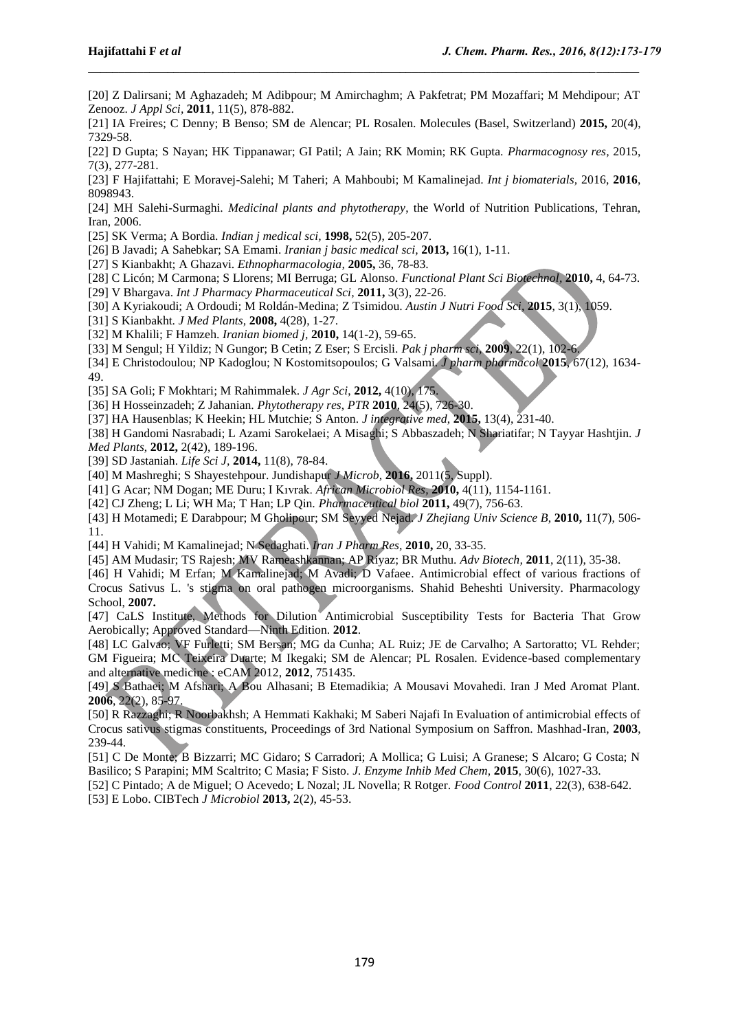[20] Z Dalirsani; M Aghazadeh; M Adibpour; M Amirchaghm; A Pakfetrat; PM Mozaffari; M Mehdipour; AT Zenooz. *J Appl Sci*, **2011**, 11(5), 878-882.

[21] IA Freires; C Denny; B Benso; SM de Alencar; PL Rosalen. Molecules (Basel, Switzerland) **2015,** 20(4), 7329-58.

[22] D Gupta; S Nayan; HK Tippanawar; GI Patil; A Jain; RK Momin; RK Gupta. *Pharmacognosy res*, 2015, 7(3), 277-281.

[23] F Hajifattahi; E Moravej-Salehi; M Taheri; A Mahboubi; M Kamalinejad. *Int j biomaterials*, 2016, **2016**, 8098943.

[24] MH Salehi-Surmaghi. *Medicinal plants and phytotherapy*, the World of Nutrition Publications, Tehran, Iran, 2006.

[25] SK Verma; A Bordia. *Indian j medical sci*, **1998,** 52(5), 205-207.

[26] B Javadi; A Sahebkar; SA Emami. *Iranian j basic medical sci*, **2013,** 16(1), 1-11.

[27] S Kianbakht; A Ghazavi. *Ethnopharmacologia*, **2005,** 36, 78-83.

[28] C Licón; M Carmona; S Llorens; MI Berruga; GL Alonso. *Functional Plant Sci Biotechnol*, **2010,** 4, 64-73.

[29] V Bhargava. *Int J Pharmacy Pharmaceutical Sci*, **2011,** 3(3), 22-26.

[30] A Kyriakoudi; A Ordoudi; M Roldán-Medina; Z Tsimidou. *Austin J Nutri Food Sci*, **2015**, 3(1), 1059.

[31] S Kianbakht. *J Med Plants*, **2008,** 4(28), 1-27.

[32] M Khalili; F Hamzeh. *Iranian biomed j*, **2010,** 14(1-2), 59-65.

[33] M Sengul; H Yildiz; N Gungor; B Cetin; Z Eser; S Ercisli. *Pak j pharm sci*, **2009**, 22(1), 102-6.

[34] E Christodoulou; NP Kadoglou; N Kostomitsopoulos; G Valsami. *J pharm pharmacol* **2015**, 67(12), 1634-49.

[35] SA Goli; F Mokhtari; M Rahimmalek. *J Agr Sci*, **2012,** 4(10), 175.

[36] H Hosseinzadeh; Z Jahanian. *Phytotherapy res*, *PTR* **2010**, 24(5), 726-30.

[37] HA Hausenblas; K Heekin; HL Mutchie; S Anton. *J integrative med*, **2015,** 13(4), 231-40.

[38] H Gandomi Nasrabadi; L Azami Sarokelaei; A Misaghi; S Abbaszadeh; N Shariatifar; N Tayyar Hashtjin. *J Med Plants*, **2012,** 2(42), 189-196.

[39] SD Jastaniah. *Life Sci J*, **2014,** 11(8), 78-84.

[40] M Mashreghi; S Shayestehpour. Jundishapur *J Microb*, **2016,** 2011(5, Suppl).

[41] G Acar; NM Dogan; ME Duru; I Kıvrak. *African Microbiol Res*, **2010,** 4(11), 1154-1161.

[42] CJ Zheng; L Li; WH Ma; T Han; LP Qin. *Pharmaceutical biol* **2011,** 49(7), 756-63.

[43] H Motamedi; E Darabpour; M Gholipour; SM Seyyed Nejad. *J Zhejiang Univ Science B*, **2010,** 11(7), 506-11.

[44] H Vahidi; M Kamalinejad; N Sedaghati. *Iran J Pharm Res*, **2010,** 20, 33-35.

[45] AM Mudasir; TS Rajesh; MV Rameashkannan; AP Riyaz; BR Muthu. *Adv Biotech*, **2011**, 2(11), 35-38.

[46] H Vahidi; M Erfan; M Kamalinejad; M Avadi; D Vafaee. Antimicrobial effect of various fractions of Crocus Sativus L. 's stigma on oral pathogen microorganisms. Shahid Beheshti University. Pharmacology School, **2007.**

[47] CaLS Institute, Methods for Dilution Antimicrobial Susceptibility Tests for Bacteria That Grow Aerobically; Approved Standard—Ninth Edition. **2012**.

[48] LC Galvao; VF Furletti; SM Bersan; MG da Cunha; AL Ruiz; JE de Carvalho; A Sartoratto; VL Rehder; GM Figueira; MC Teixeira Duarte; M Ikegaki; SM de Alencar; PL Rosalen. Evidence-based complementary and alternative medicine : eCAM 2012, **2012**, 751435.

[49] S Bathaei; M Afshari; A Bou Alhasani; B Etemadikia; A Mousavi Movahedi. Iran J Med Aromat Plant. **2006**, 22(2), 85-97.

[50] R Razzaghi; R Noorbakhsh; A Hemmati Kakhaki; M Saberi Najafi In Evaluation of antimicrobial effects of Crocus sativus stigmas constituents, Proceedings of 3rd National Symposium on Saffron. Mashhad-Iran, **2003**, 239-44.

[51] C De Monte; B Bizzarri; MC Gidaro; S Carradori; A Mollica; G Luisi; A Granese; S Alcaro; G Costa; N Basilico; S Parapini; MM Scaltrito; C Masia; F Sisto. *J. Enzyme Inhib Med Chem*, **2015**, 30(6), 1027-33.

[52] C Pintado; A de Miguel; O Acevedo; L Nozal; JL Novella; R Rotger. *Food Control* **2011**, 22(3), 638-642.

[53] E Lobo. CIBTech *J Microbiol* **2013,** 2(2), 45-53.